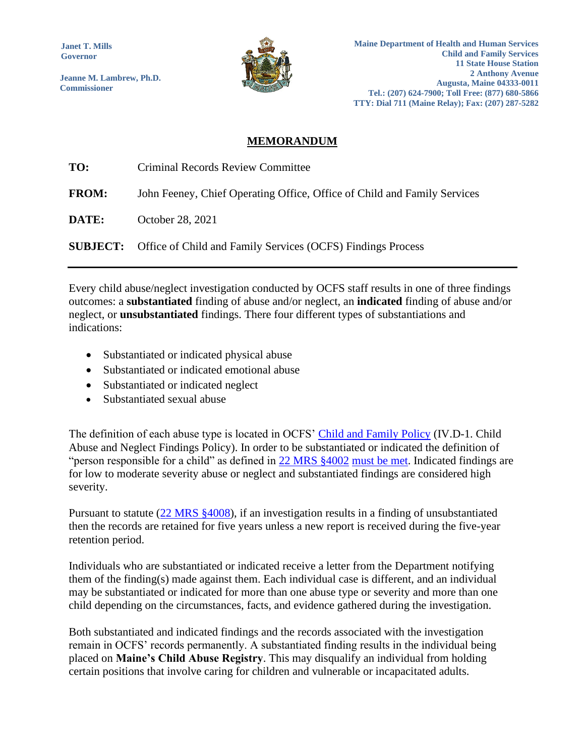Janet T. Mills
Governor

Jeanne M. Lambrew, Ph.D.
Commissioner

Maine Department of Health and Human Services
Child and Family Services
11 State House Station
2 Anthony Avenue
Augusta, Maine 04333-0011
Tel.: (207) 624-7900; Toll Free: (877) 680-5866
TTY: Dial 711 (Maine Relay); Fax: (207) 287-5282

# MEMORANDUM

**TO:** Criminal Records Review Committee

**FROM:** John Feeney, Chief Operating Office, Office of Child and Family Services

**DATE:** October 28, 2021

**SUBJECT:** Office of Child and Family Services (OCFS) Findings Process

---

Every child abuse/neglect investigation conducted by OCFS staff results in one of three findings outcomes: a **substantiated** finding of abuse and/or neglect, an **indicated** finding of abuse and/or neglect, or **unsubstantiated** findings. There four different types of substantiations and indications:

- Substantiated or indicated physical abuse
- Substantiated or indicated emotional abuse
- Substantiated or indicated neglect
- Substantiated sexual abuse

The definition of each abuse type is located in OCFS' Child and Family Policy (IV.D-1. Child Abuse and Neglect Findings Policy). In order to be substantiated or indicated the definition of "person responsible for a child" as defined in 22 MRS §4002 must be met. Indicated findings are for low to moderate severity abuse or neglect and substantiated findings are considered high severity.

Pursuant to statute (22 MRS §4008), if an investigation results in a finding of unsubstantiated then the records are retained for five years unless a new report is received during the five-year retention period.

Individuals who are substantiated or indicated receive a letter from the Department notifying them of the finding(s) made against them. Each individual case is different, and an individual may be substantiated or indicated for more than one abuse type or severity and more than one child depending on the circumstances, facts, and evidence gathered during the investigation.

Both substantiated and indicated findings and the records associated with the investigation remain in OCFS' records permanently. A substantiated finding results in the individual being placed on **Maine's Child Abuse Registry**. This may disqualify an individual from holding certain positions that involve caring for children and vulnerable or incapacitated adults.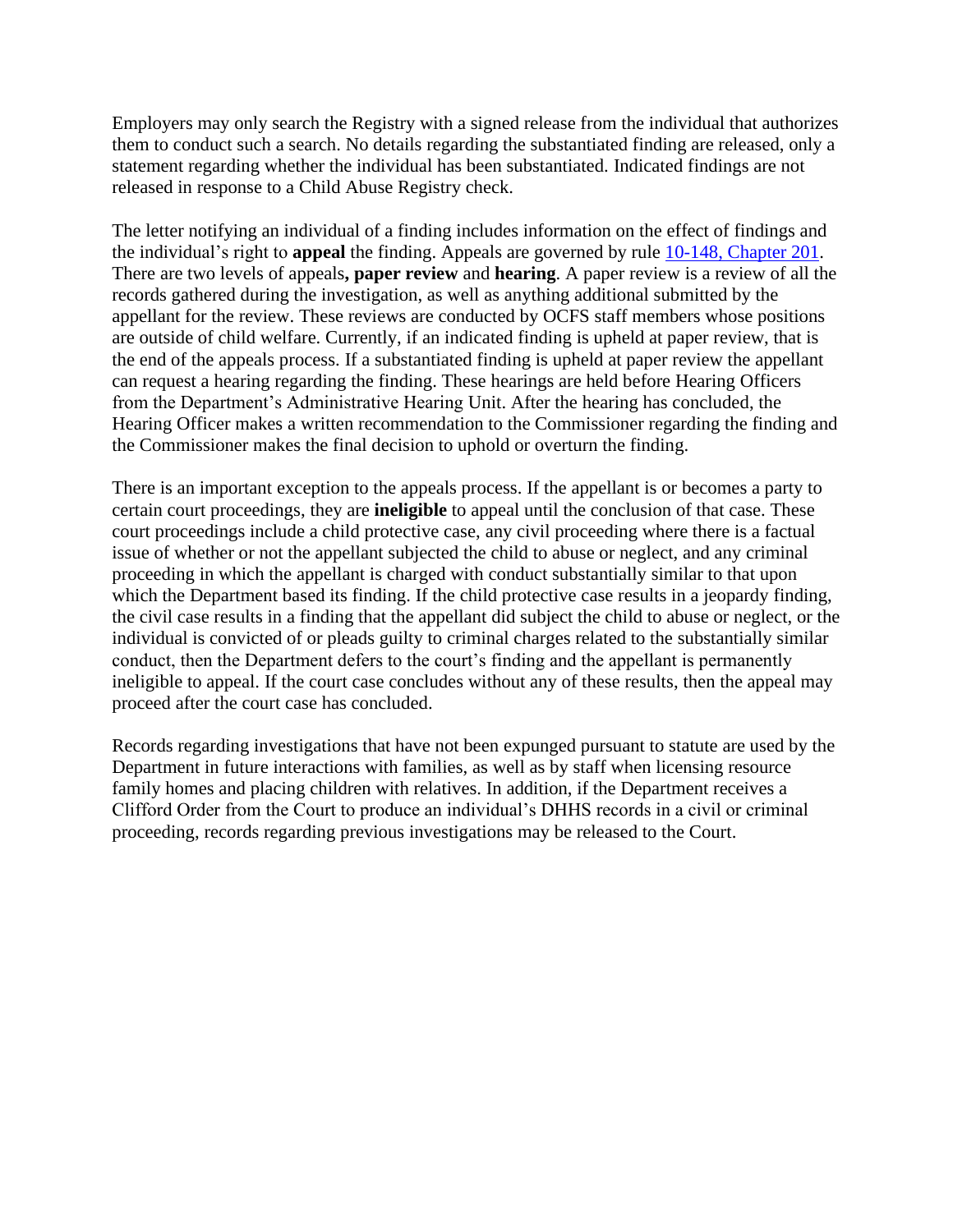Employers may only search the Registry with a signed release from the individual that authorizes them to conduct such a search. No details regarding the substantiated finding are released, only a statement regarding whether the individual has been substantiated. Indicated findings are not released in response to a Child Abuse Registry check.

The letter notifying an individual of a finding includes information on the effect of findings and the individual's right to **appeal** the finding. Appeals are governed by rule [10-148, Chapter 201](10-148, Chapter 201). There are two levels of appeals**, paper review** and **hearing**. A paper review is a review of all the records gathered during the investigation, as well as anything additional submitted by the appellant for the review. These reviews are conducted by OCFS staff members whose positions are outside of child welfare. Currently, if an indicated finding is upheld at paper review, that is the end of the appeals process. If a substantiated finding is upheld at paper review the appellant can request a hearing regarding the finding. These hearings are held before Hearing Officers from the Department's Administrative Hearing Unit. After the hearing has concluded, the Hearing Officer makes a written recommendation to the Commissioner regarding the finding and the Commissioner makes the final decision to uphold or overturn the finding.

There is an important exception to the appeals process. If the appellant is or becomes a party to certain court proceedings, they are **ineligible** to appeal until the conclusion of that case. These court proceedings include a child protective case, any civil proceeding where there is a factual issue of whether or not the appellant subjected the child to abuse or neglect, and any criminal proceeding in which the appellant is charged with conduct substantially similar to that upon which the Department based its finding. If the child protective case results in a jeopardy finding, the civil case results in a finding that the appellant did subject the child to abuse or neglect, or the individual is convicted of or pleads guilty to criminal charges related to the substantially similar conduct, then the Department defers to the court's finding and the appellant is permanently ineligible to appeal. If the court case concludes without any of these results, then the appeal may proceed after the court case has concluded.

Records regarding investigations that have not been expunged pursuant to statute are used by the Department in future interactions with families, as well as by staff when licensing resource family homes and placing children with relatives. In addition, if the Department receives a Clifford Order from the Court to produce an individual's DHHS records in a civil or criminal proceeding, records regarding previous investigations may be released to the Court.